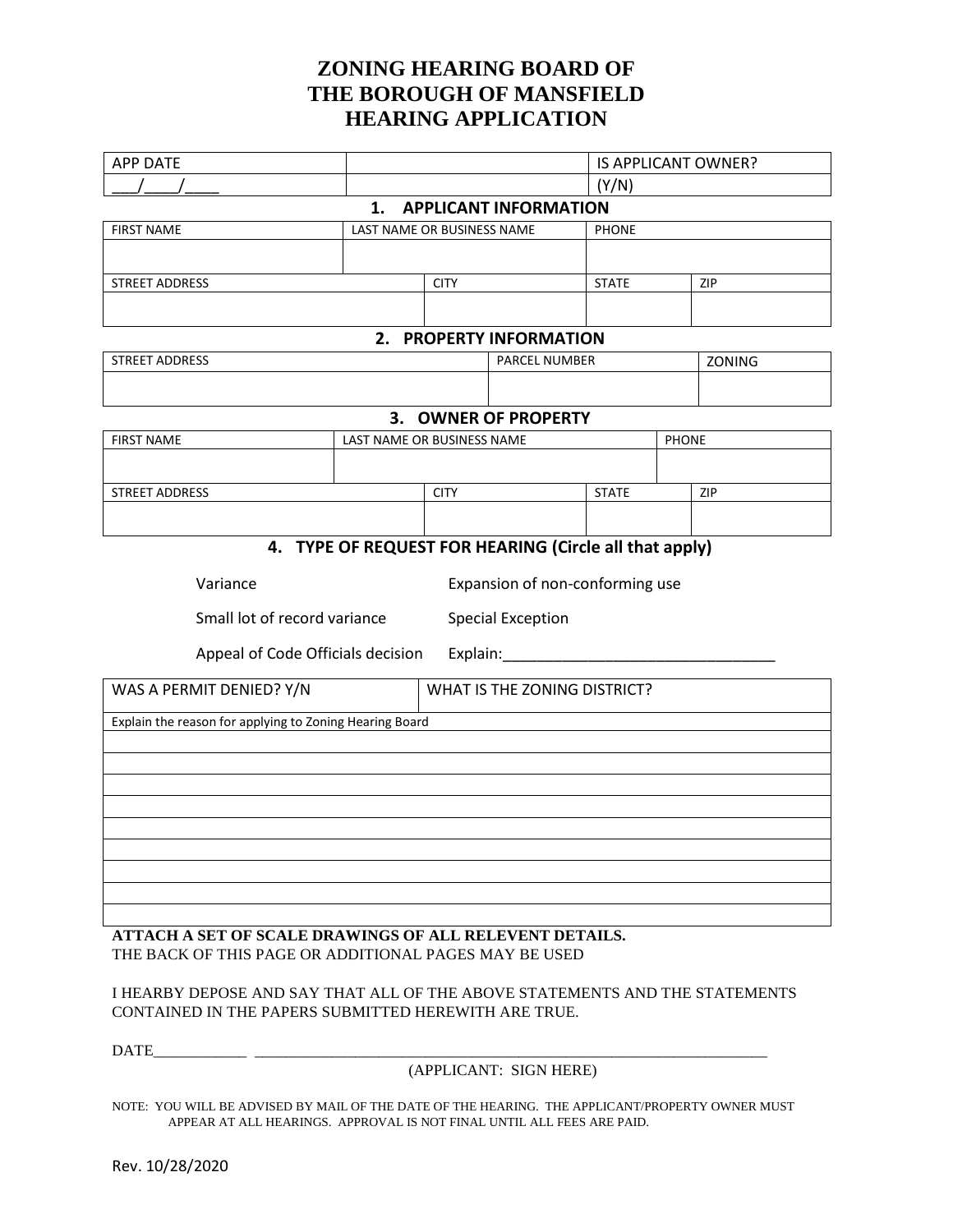# ZONING HEARING BOARD OF THE BOROUGH OF MANSFIELD HEARING APPLICATION

| APP DATE | | IS APPLICANT OWNER? |
|---|---|---|
| ___/____/____ | | (Y/N) |

## 1. APPLICANT INFORMATION

| FIRST NAME | LAST NAME OR BUSINESS NAME | | PHONE | |
|---|---|---|---|---|
| | | | | |
| STREET ADDRESS | | CITY | STATE | ZIP |
| | | | | |

## 2. PROPERTY INFORMATION

| STREET ADDRESS | PARCEL NUMBER | ZONING |
|---|---|---|
| | | |

## 3. OWNER OF PROPERTY

| FIRST NAME | LAST NAME OR BUSINESS NAME | | PHONE | |
|---|---|---|---|---|
| | | | | |
| STREET ADDRESS | | CITY | STATE | ZIP |
| | | | | |

## 4. TYPE OF REQUEST FOR HEARING (Circle all that apply)

| | |
|---|---|
| Variance | Expansion of non-conforming use |
| Small lot of record variance | Special Exception |
| Appeal of Code Officials decision | Explain:_________________________________ |

| WAS A PERMIT DENIED? Y/N | WHAT IS THE ZONING DISTRICT? |
|---|---|
| Explain the reason for applying to Zoning Hearing Board | |
| | |
| | |
| | |
| | |
| | |
| | |
| | |
| | |
| | |

**ATTACH A SET OF SCALE DRAWINGS OF ALL RELEVENT DETAILS.**
THE BACK OF THIS PAGE OR ADDITIONAL PAGES MAY BE USED

I HEARBY DEPOSE AND SAY THAT ALL OF THE ABOVE STATEMENTS AND THE STATEMENTS CONTAINED IN THE PAPERS SUBMITTED HEREWITH ARE TRUE.

DATE____________ ______________________________________________________________________

(APPLICANT: SIGN HERE)

NOTE: YOU WILL BE ADVISED BY MAIL OF THE DATE OF THE HEARING. THE APPLICANT/PROPERTY OWNER MUST APPEAR AT ALL HEARINGS. APPROVAL IS NOT FINAL UNTIL ALL FEES ARE PAID.

Rev. 10/28/2020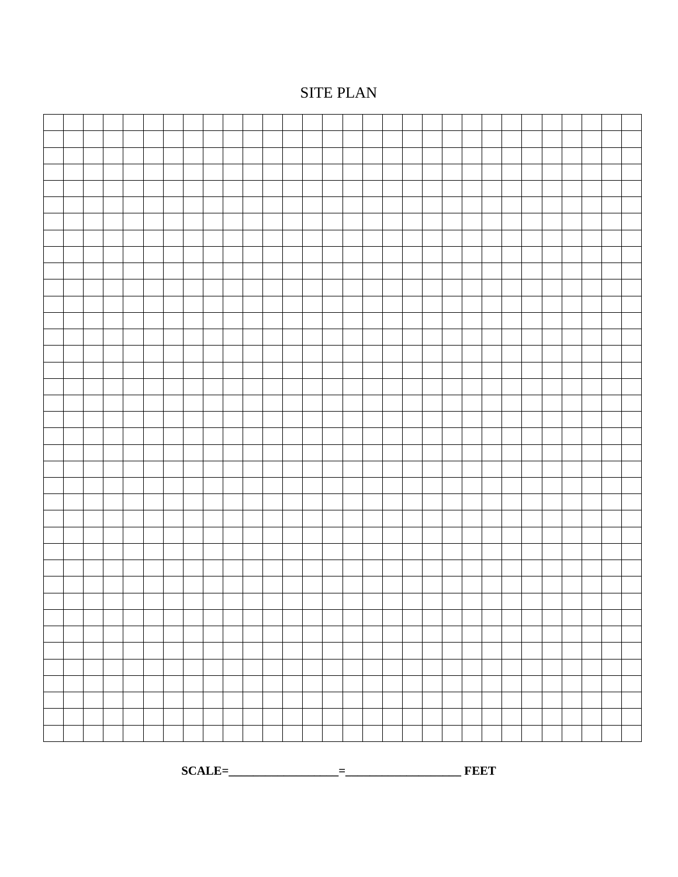SITE PLAN

**SCALE=\_\_\_\_\_\_\_\_\_\_\_\_\_\_\_\_\_\_\_=\_\_\_\_\_\_\_\_\_\_\_\_\_\_\_\_\_\_\_ FEET**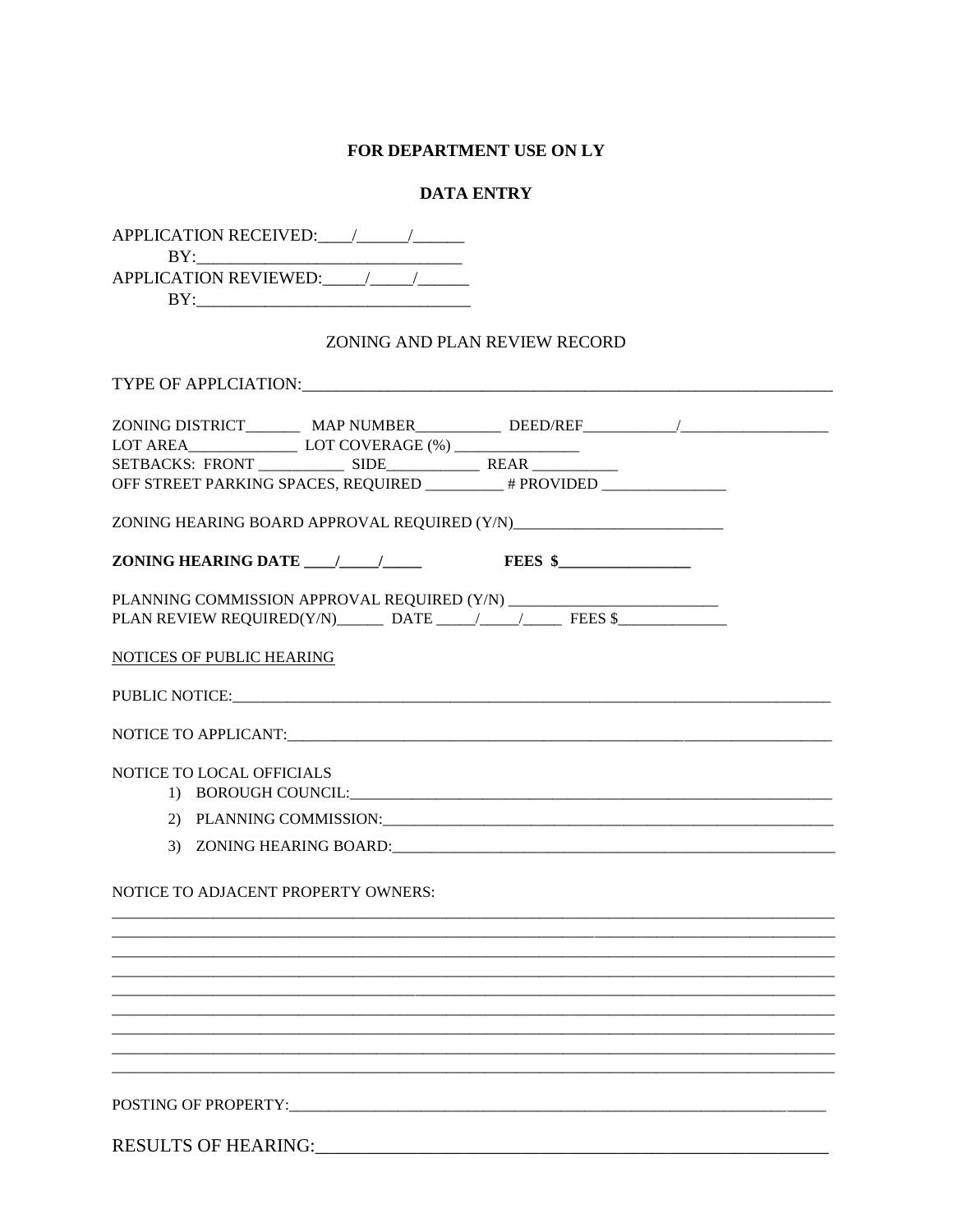**FOR DEPARTMENT USE ON LY**

**DATA ENTRY**

APPLICATION RECEIVED:____/______/______

BY:_______________________________

APPLICATION REVIEWED:_____/_____/______

BY:________________________________

ZONING AND PLAN REVIEW RECORD

TYPE OF APPLCIATION:_________________________________________________________________

ZONING DISTRICT_______ MAP NUMBER___________ DEED/REF____________/___________________

LOT AREA______________ LOT COVERAGE (%) ________________

SETBACKS: FRONT ___________ SIDE____________ REAR ___________

OFF STREET PARKING SPACES, REQUIRED __________ # PROVIDED ________________

ZONING HEARING BOARD APPROVAL REQUIRED (Y/N)___________________________

**ZONING HEARING DATE ____/_____/_____ FEES $_________________**

PLANNING COMMISSION APPROVAL REQUIRED (Y/N) ___________________________

PLAN REVIEW REQUIRED(Y/N)______ DATE _____/_____/_____ FEES $______________

NOTICES OF PUBLIC HEARING

PUBLIC NOTICE:_________________________________________________________________________________

NOTICE TO APPLICANT:___________________________________________________________________________

NOTICE TO LOCAL OFFICIALS

1) BOROUGH COUNCIL:__________________________________________________________________
2) PLANNING COMMISSION:______________________________________________________________
3) ZONING HEARING BOARD:_____________________________________________________________

NOTICE TO ADJACENT PROPERTY OWNERS:

_____________________________________________________________________________________________

_____________________________________________________________________________________________

_____________________________________________________________________________________________

_____________________________________________________________________________________________

_____________________________________________________________________________________________

_____________________________________________________________________________________________

_____________________________________________________________________________________________

_____________________________________________________________________________________________

_____________________________________________________________________________________________

POSTING OF PROPERTY:___________________________________________________________________________

RESULTS OF HEARING:___________________________________________________________